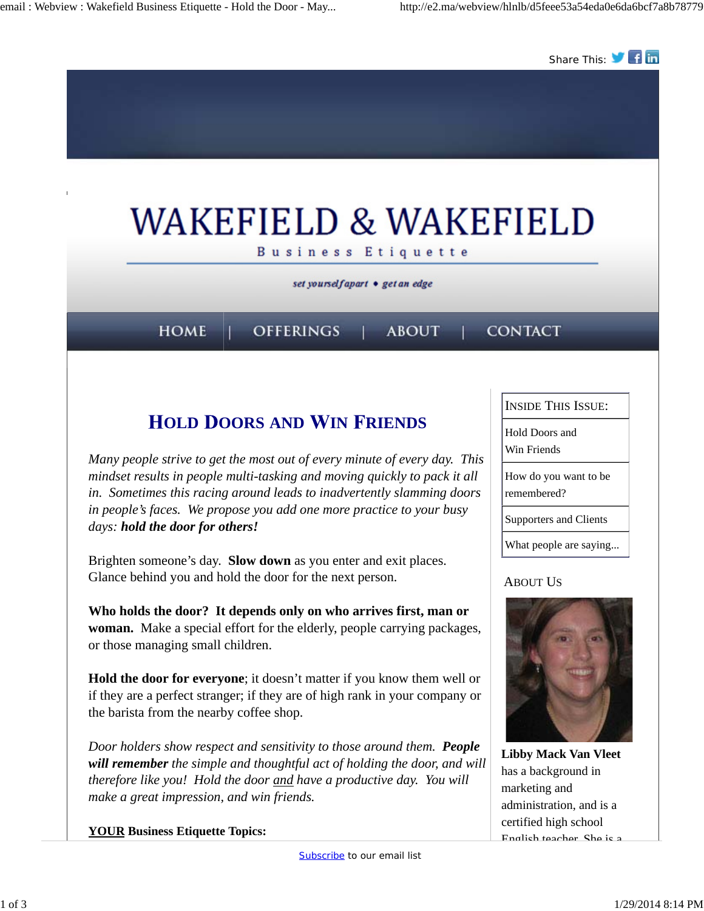Share This:

# WAKEFIELD & WAKEFIELD

Business Etiquette

*set yourself apart • get an edge*

HOME | OFFERINGS | ABOUT | CONTACT

## HOLD DOORS AND WIN FRIENDS

*Many people strive to get the most out of every minute of every day. This mindset results in people multi-tasking and moving quickly to pack it all in. Sometimes this racing around leads to inadvertently slamming doors in people's faces. We propose you add one more practice to your busy days:* ***hold the door for others!***

Brighten someone's day. **Slow down** as you enter and exit places. Glance behind you and hold the door for the next person.

**Who holds the door? It depends only on who arrives first, man or woman.** Make a special effort for the elderly, people carrying packages, or those managing small children.

**Hold the door for everyone**; it doesn't matter if you know them well or if they are a perfect stranger; if they are of high rank in your company or the barista from the nearby coffee shop.

*Door holders show respect and sensitivity to those around them.* ***People will remember*** *the simple and thoughtful act of holding the door, and will therefore like you! Hold the door and have a productive day. You will make a great impression, and win friends.*

**YOUR Business Etiquette Topics:**

| INSIDE THIS ISSUE: |
|---|
| Hold Doors and Win Friends |
| How do you want to be remembered? |
| Supporters and Clients |
| What people are saying... |

### ABOUT US

**Libby Mack Van Vleet** has a background in marketing and administration, and is a certified high school English teacher. She is a

Subscribe to our email list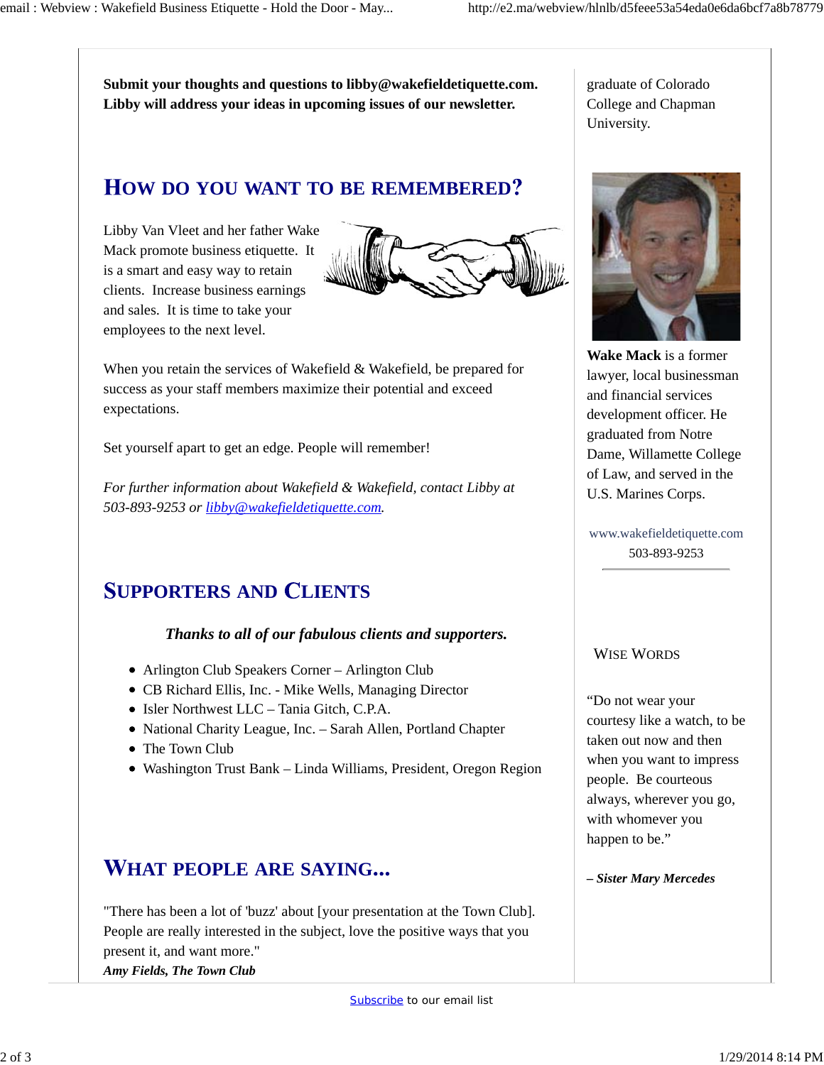**Submit your thoughts and questions to libby@wakefieldetiquette.com. Libby will address your ideas in upcoming issues of our newsletter.**

## How do you want to be remembered?

Libby Van Vleet and her father Wake Mack promote business etiquette. It is a smart and easy way to retain clients. Increase business earnings and sales. It is time to take your employees to the next level.

When you retain the services of Wakefield & Wakefield, be prepared for success as your staff members maximize their potential and exceed expectations.

Set yourself apart to get an edge. People will remember!

*For further information about Wakefield & Wakefield, contact Libby at 503-893-9253 or libby@wakefieldetiquette.com.*

## Supporters and Clients

***Thanks to all of our fabulous clients and supporters.***

- Arlington Club Speakers Corner – Arlington Club
- CB Richard Ellis, Inc. - Mike Wells, Managing Director
- Isler Northwest LLC – Tania Gitch, C.P.A.
- National Charity League, Inc. – Sarah Allen, Portland Chapter
- The Town Club
- Washington Trust Bank – Linda Williams, President, Oregon Region

## What people are saying...

"There has been a lot of 'buzz' about [your presentation at the Town Club]. People are really interested in the subject, love the positive ways that you present it, and want more."
***Amy Fields, The Town Club***

graduate of Colorado College and Chapman University.

**Wake Mack** is a former lawyer, local businessman and financial services development officer. He graduated from Notre Dame, Willamette College of Law, and served in the U.S. Marines Corps.

www.wakefieldetiquette.com
503-893-9253

### Wise Words

"Do not wear your courtesy like a watch, to be taken out now and then when you want to impress people. Be courteous always, wherever you go, with whomever you happen to be."

***– Sister Mary Mercedes***

Subscribe to our email list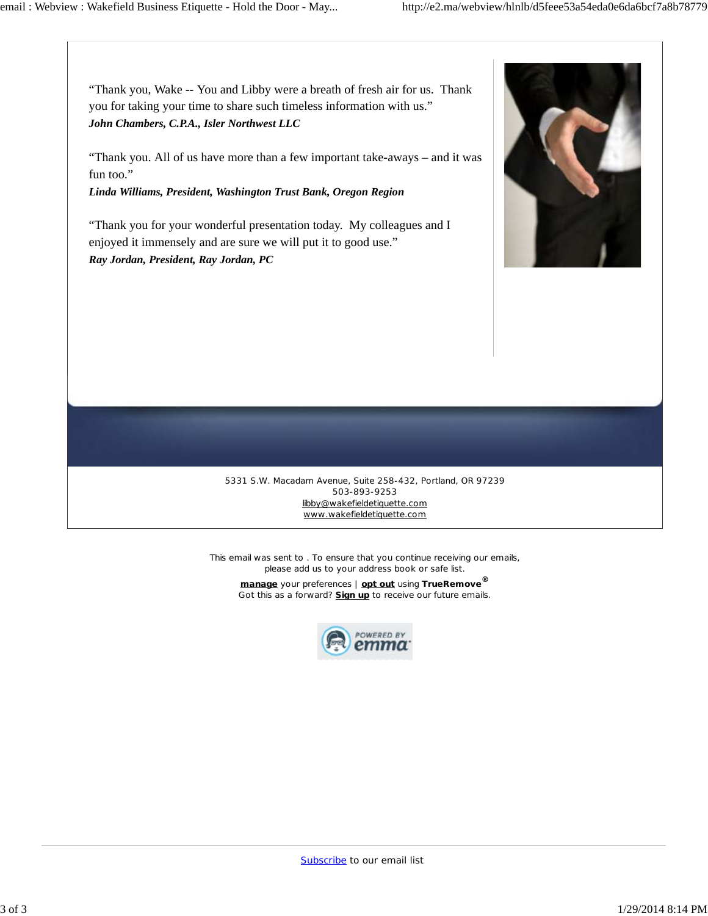"Thank you, Wake -- You and Libby were a breath of fresh air for us. Thank you for taking your time to share such timeless information with us."
***John Chambers, C.P.A., Isler Northwest LLC***

"Thank you. All of us have more than a few important take-aways – and it was fun too."
***Linda Williams, President, Washington Trust Bank, Oregon Region***

"Thank you for your wonderful presentation today. My colleagues and I enjoyed it immensely and are sure we will put it to good use."
***Ray Jordan, President, Ray Jordan, PC***

5331 S.W. Macadam Avenue, Suite 258-432, Portland, OR 97239
503-893-9253
libby@wakefieldetiquette.com
www.wakefieldetiquette.com

This email was sent to . To ensure that you continue receiving our emails, please add us to your address book or safe list.

**manage** your preferences | **opt out** using **TrueRemove®**
Got this as a forward? **Sign up** to receive our future emails.

POWERED BY emma

Subscribe to our email list